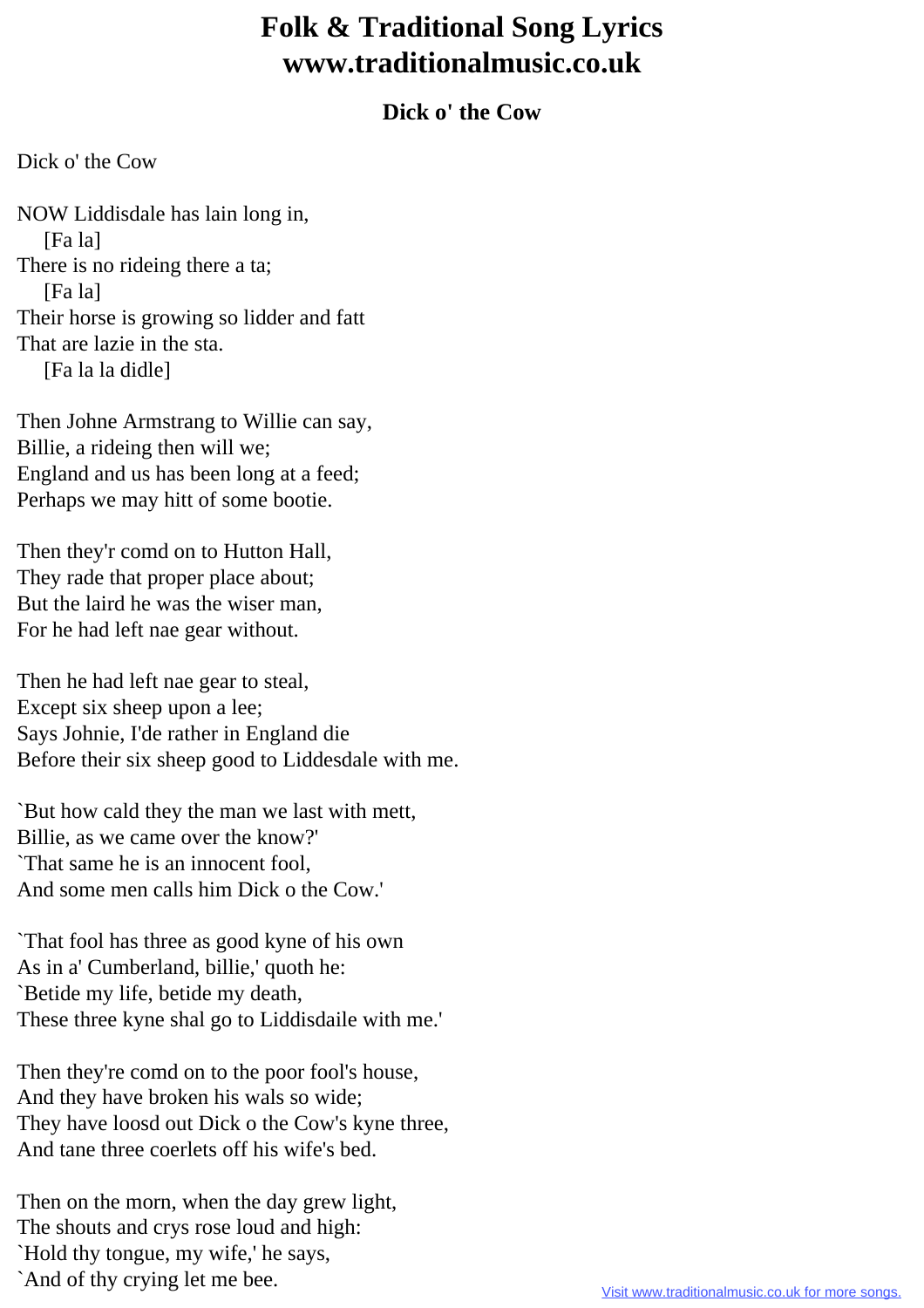# Folk & Traditional Song Lyrics
# www.traditionalmusic.co.uk

### Dick o' the Cow

Dick o' the Cow

NOW Liddisdale has lain long in,
    [Fa la]
There is no rideing there a ta;
    [Fa la]
Their horse is growing so lidder and fatt
That are lazie in the sta.
    [Fa la la didle]

Then Johne Armstrang to Willie can say,
Billie, a rideing then will we;
England and us has been long at a feed;
Perhaps we may hitt of some bootie.

Then they'r comd on to Hutton Hall,
They rade that proper place about;
But the laird he was the wiser man,
For he had left nae gear without.

Then he had left nae gear to steal,
Except six sheep upon a lee;
Says Johnie, I'de rather in England die
Before their six sheep good to Liddesdale with me.

`But how cald they the man we last with mett,
Billie, as we came over the know?'
`That same he is an innocent fool,
And some men calls him Dick o the Cow.'

`That fool has three as good kyne of his own
As in a' Cumberland, billie,' quoth he:
`Betide my life, betide my death,
These three kyne shal go to Liddisdaile with me.'

Then they're comd on to the poor fool's house,
And they have broken his wals so wide;
They have loosd out Dick o the Cow's kyne three,
And tane three coerlets off his wife's bed.

Then on the morn, when the day grew light,
The shouts and crys rose loud and high:
`Hold thy tongue, my wife,' he says,
`And of thy crying let me bee.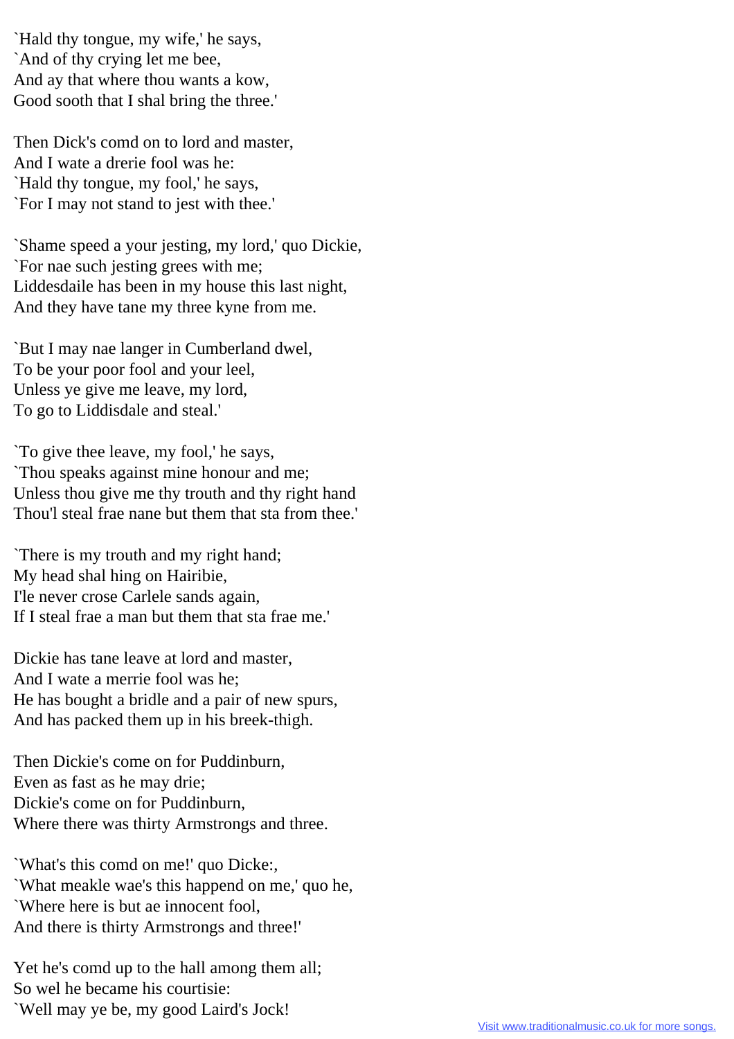`Hald thy tongue, my wife,' he says,
`And of thy crying let me bee,
And ay that where thou wants a kow,
Good sooth that I shal bring the three.'

Then Dick's comd on to lord and master,
And I wate a drerie fool was he:
`Hald thy tongue, my fool,' he says,
`For I may not stand to jest with thee.'

`Shame speed a your jesting, my lord,' quo Dickie,
`For nae such jesting grees with me;
Liddesdaile has been in my house this last night,
And they have tane my three kyne from me.

`But I may nae langer in Cumberland dwel,
To be your poor fool and your leel,
Unless ye give me leave, my lord,
To go to Liddisdale and steal.'

`To give thee leave, my fool,' he says,
`Thou speaks against mine honour and me;
Unless thou give me thy trouth and thy right hand
Thou'l steal frae nane but them that sta from thee.'

`There is my trouth and my right hand;
My head shal hing on Hairibie,
I'le never crose Carlele sands again,
If I steal frae a man but them that sta frae me.'

Dickie has tane leave at lord and master,
And I wate a merrie fool was he;
He has bought a bridle and a pair of new spurs,
And has packed them up in his breek-thigh.

Then Dickie's come on for Puddinburn,
Even as fast as he may drie;
Dickie's come on for Puddinburn,
Where there was thirty Armstrongs and three.

`What's this comd on me!' quo Dicke:,
`What meakle wae's this happend on me,' quo he,
`Where here is but ae innocent fool,
And there is thirty Armstrongs and three!'

Yet he's comd up to the hall among them all;
So wel he became his courtisie:
`Well may ye be, my good Laird's Jock!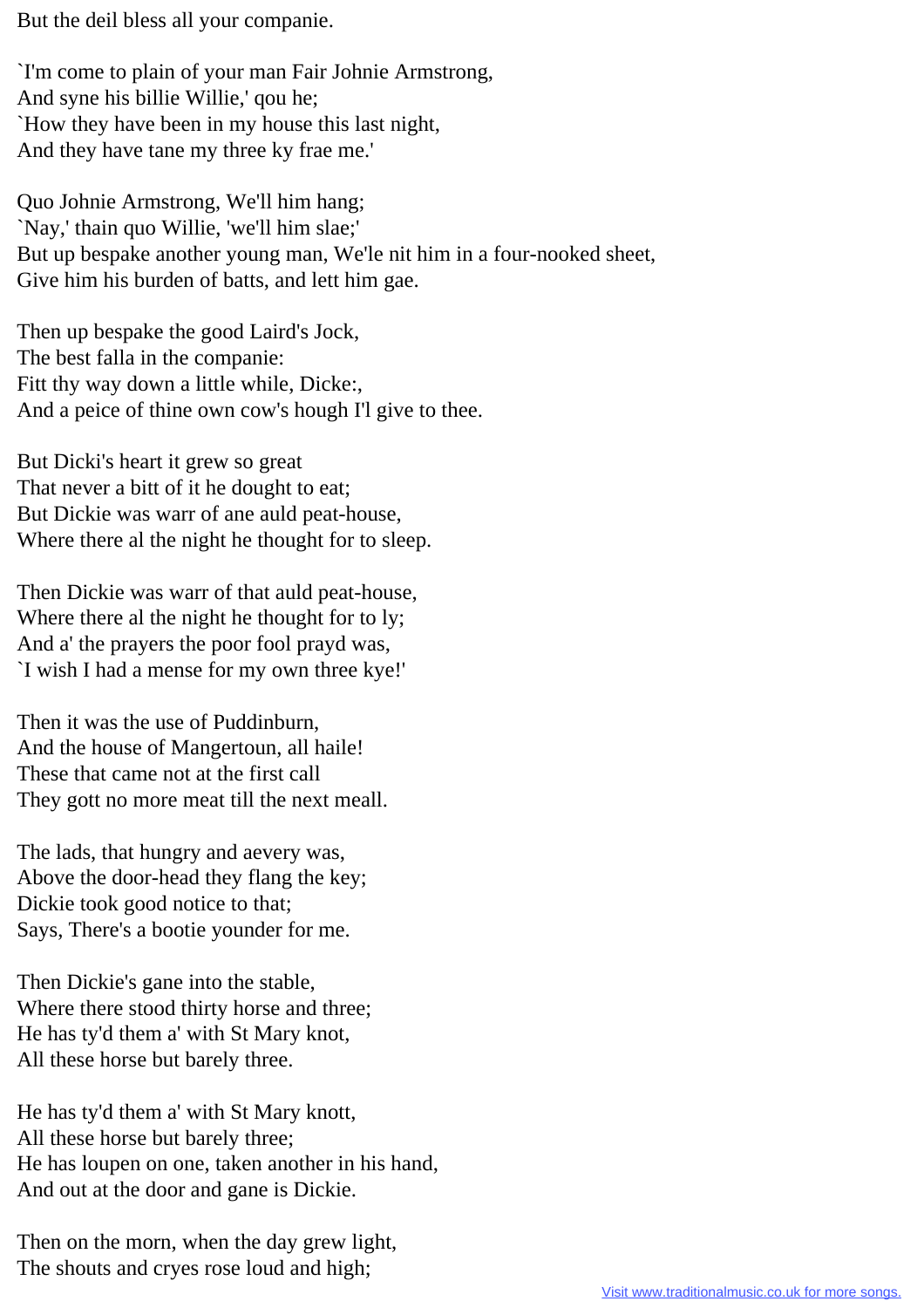But the deil bless all your companie.

`I'm come to plain of your man Fair Johnie Armstrong,
And syne his billie Willie,' qou he;
`How they have been in my house this last night,
And they have tane my three ky frae me.'

Quo Johnie Armstrong, We'll him hang;
`Nay,' thain quo Willie, 'we'll him slae;'
But up bespake another young man, We'le nit him in a four-nooked sheet,
Give him his burden of batts, and lett him gae.

Then up bespake the good Laird's Jock,
The best falla in the companie:
Fitt thy way down a little while, Dicke:,
And a peice of thine own cow's hough I'l give to thee.

But Dicki's heart it grew so great
That never a bitt of it he dought to eat;
But Dickie was warr of ane auld peat-house,
Where there al the night he thought for to sleep.

Then Dickie was warr of that auld peat-house,
Where there al the night he thought for to ly;
And a' the prayers the poor fool prayd was,
`I wish I had a mense for my own three kye!'

Then it was the use of Puddinburn,
And the house of Mangertoun, all haile!
These that came not at the first call
They gott no more meat till the next meall.

The lads, that hungry and aevery was,
Above the door-head they flang the key;
Dickie took good notice to that;
Says, There's a bootie younder for me.

Then Dickie's gane into the stable,
Where there stood thirty horse and three;
He has ty'd them a' with St Mary knot,
All these horse but barely three.

He has ty'd them a' with St Mary knott,
All these horse but barely three;
He has loupen on one, taken another in his hand,
And out at the door and gane is Dickie.

Then on the morn, when the day grew light,
The shouts and cryes rose loud and high;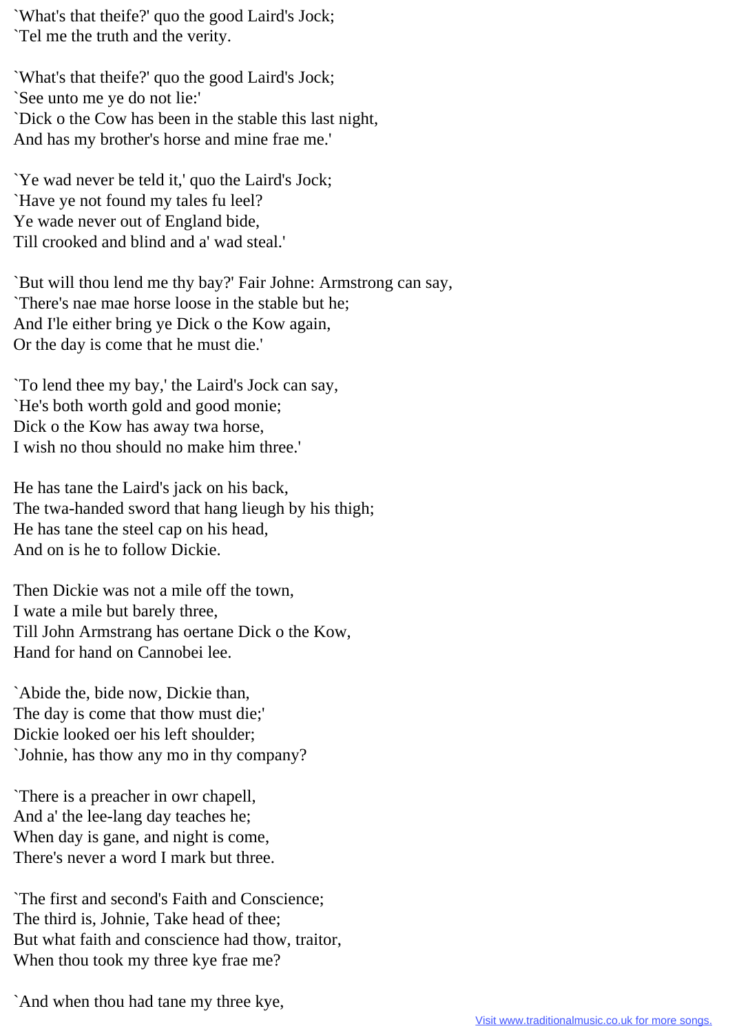`What's that theife?' quo the good Laird's Jock;
`Tel me the truth and the verity.

`What's that theife?' quo the good Laird's Jock;
`See unto me ye do not lie:'
`Dick o the Cow has been in the stable this last night,
And has my brother's horse and mine frae me.'

`Ye wad never be teld it,' quo the Laird's Jock;
`Have ye not found my tales fu leel?
Ye wade never out of England bide,
Till crooked and blind and a' wad steal.'

`But will thou lend me thy bay?' Fair Johne: Armstrong can say,
`There's nae mae horse loose in the stable but he;
And I'le either bring ye Dick o the Kow again,
Or the day is come that he must die.'

`To lend thee my bay,' the Laird's Jock can say,
`He's both worth gold and good monie;
Dick o the Kow has away twa horse,
I wish no thou should no make him three.'

He has tane the Laird's jack on his back,
The twa-handed sword that hang lieugh by his thigh;
He has tane the steel cap on his head,
And on is he to follow Dickie.

Then Dickie was not a mile off the town,
I wate a mile but barely three,
Till John Armstrang has oertane Dick o the Kow,
Hand for hand on Cannobei lee.

`Abide the, bide now, Dickie than,
The day is come that thow must die;'
Dickie looked oer his left shoulder;
`Johnie, has thow any mo in thy company?

`There is a preacher in owr chapell,
And a' the lee-lang day teaches he;
When day is gane, and night is come,
There's never a word I mark but three.

`The first and second's Faith and Conscience;
The third is, Johnie, Take head of thee;
But what faith and conscience had thow, traitor,
When thou took my three kye frae me?

`And when thou had tane my three kye,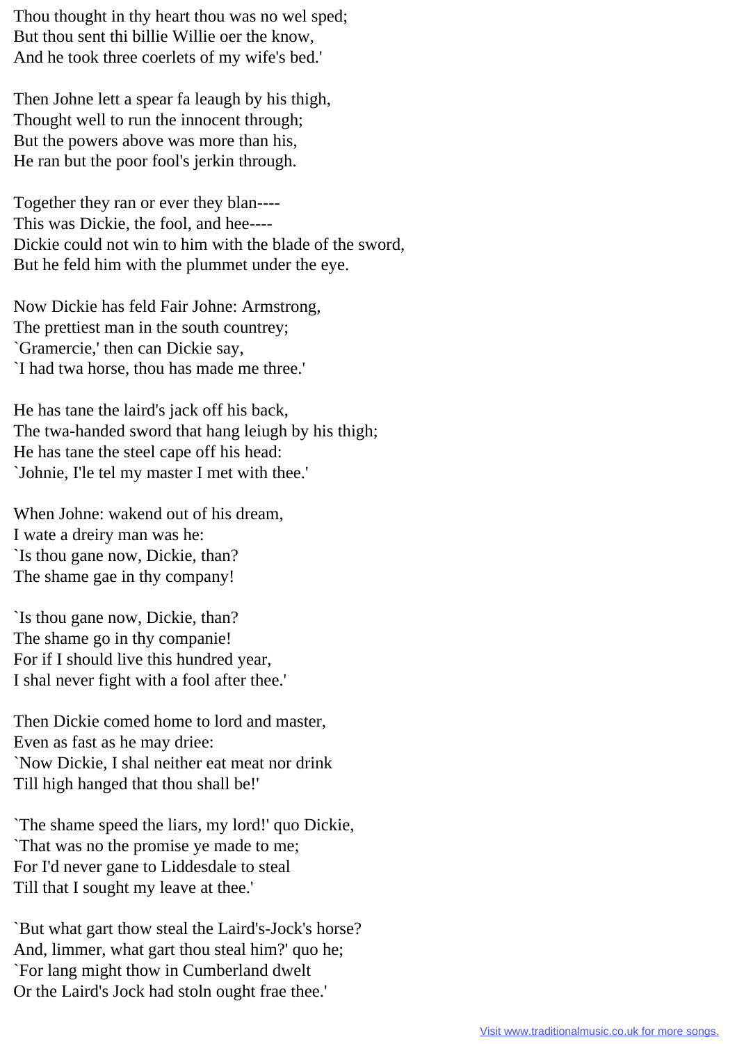Thou thought in thy heart thou was no wel sped;
But thou sent thi billie Willie oer the know,
And he took three coerlets of my wife's bed.'

Then Johne lett a spear fa leaugh by his thigh,
Thought well to run the innocent through;
But the powers above was more than his,
He ran but the poor fool's jerkin through.

Together they ran or ever they blan----
This was Dickie, the fool, and hee----
Dickie could not win to him with the blade of the sword,
But he feld him with the plummet under the eye.

Now Dickie has feld Fair Johne: Armstrong,
The prettiest man in the south countrey;
`Gramercie,' then can Dickie say,
`I had twa horse, thou has made me three.'

He has tane the laird's jack off his back,
The twa-handed sword that hang leiugh by his thigh;
He has tane the steel cape off his head:
`Johnie, I'le tel my master I met with thee.'

When Johne: wakend out of his dream,
I wate a dreiry man was he:
`Is thou gane now, Dickie, than?
The shame gae in thy company!

`Is thou gane now, Dickie, than?
The shame go in thy companie!
For if I should live this hundred year,
I shal never fight with a fool after thee.'

Then Dickie comed home to lord and master,
Even as fast as he may driee:
`Now Dickie, I shal neither eat meat nor drink
Till high hanged that thou shall be!'

`The shame speed the liars, my lord!' quo Dickie,
`That was no the promise ye made to me;
For I'd never gane to Liddesdale to steal
Till that I sought my leave at thee.'

`But what gart thow steal the Laird's-Jock's horse?
And, limmer, what gart thou steal him?' quo he;
`For lang might thow in Cumberland dwelt
Or the Laird's Jock had stoln ought frae thee.'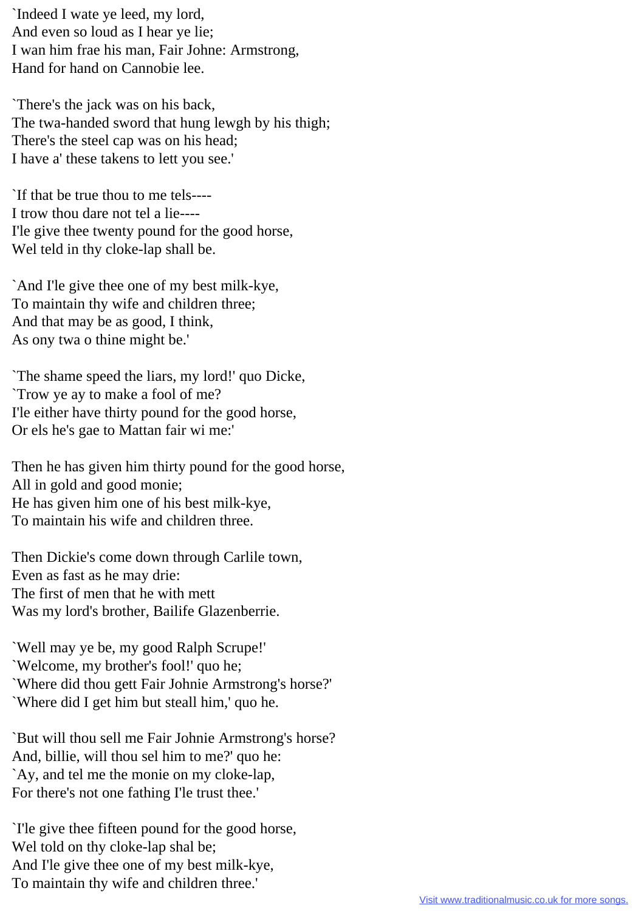`Indeed I wate ye leed, my lord,
And even so loud as I hear ye lie;
I wan him frae his man, Fair Johne: Armstrong,
Hand for hand on Cannobie lee.

`There's the jack was on his back,
The twa-handed sword that hung lewgh by his thigh;
There's the steel cap was on his head;
I have a' these takens to lett you see.'

`If that be true thou to me tels----
I trow thou dare not tel a lie----
I'le give thee twenty pound for the good horse,
Wel teld in thy cloke-lap shall be.

`And I'le give thee one of my best milk-kye,
To maintain thy wife and children three;
And that may be as good, I think,
As ony twa o thine might be.'

`The shame speed the liars, my lord!' quo Dicke,
`Trow ye ay to make a fool of me?
I'le either have thirty pound for the good horse,
Or els he's gae to Mattan fair wi me:'

Then he has given him thirty pound for the good horse,
All in gold and good monie;
He has given him one of his best milk-kye,
To maintain his wife and children three.

Then Dickie's come down through Carlile town,
Even as fast as he may drie:
The first of men that he with mett
Was my lord's brother, Bailife Glazenberrie.

`Well may ye be, my good Ralph Scrupe!'
`Welcome, my brother's fool!' quo he;
`Where did thou gett Fair Johnie Armstrong's horse?'
`Where did I get him but steall him,' quo he.

`But will thou sell me Fair Johnie Armstrong's horse?
And, billie, will thou sel him to me?' quo he:
`Ay, and tel me the monie on my cloke-lap,
For there's not one fathing I'le trust thee.'

`I'le give thee fifteen pound for the good horse,
Wel told on thy cloke-lap shal be;
And I'le give thee one of my best milk-kye,
To maintain thy wife and children three.'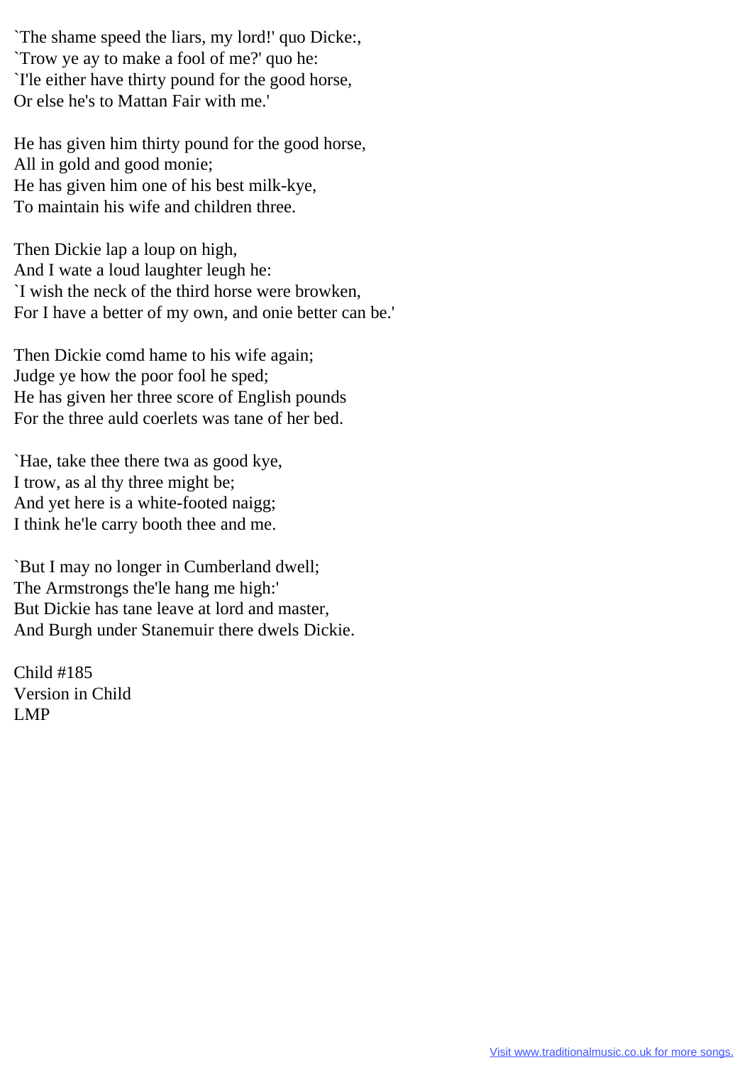`The shame speed the liars, my lord!' quo Dicke:,
`Trow ye ay to make a fool of me?' quo he:
`I'le either have thirty pound for the good horse,
Or else he's to Mattan Fair with me.'

He has given him thirty pound for the good horse,
All in gold and good monie;
He has given him one of his best milk-kye,
To maintain his wife and children three.

Then Dickie lap a loup on high,
And I wate a loud laughter leugh he:
`I wish the neck of the third horse were browken,
For I have a better of my own, and onie better can be.'

Then Dickie comd hame to his wife again;
Judge ye how the poor fool he sped;
He has given her three score of English pounds
For the three auld coerlets was tane of her bed.

`Hae, take thee there twa as good kye,
I trow, as al thy three might be;
And yet here is a white-footed naigg;
I think he'le carry booth thee and me.

`But I may no longer in Cumberland dwell;
The Armstrongs the'le hang me high:'
But Dickie has tane leave at lord and master,
And Burgh under Stanemuir there dwels Dickie.

Child #185
Version in Child
LMP